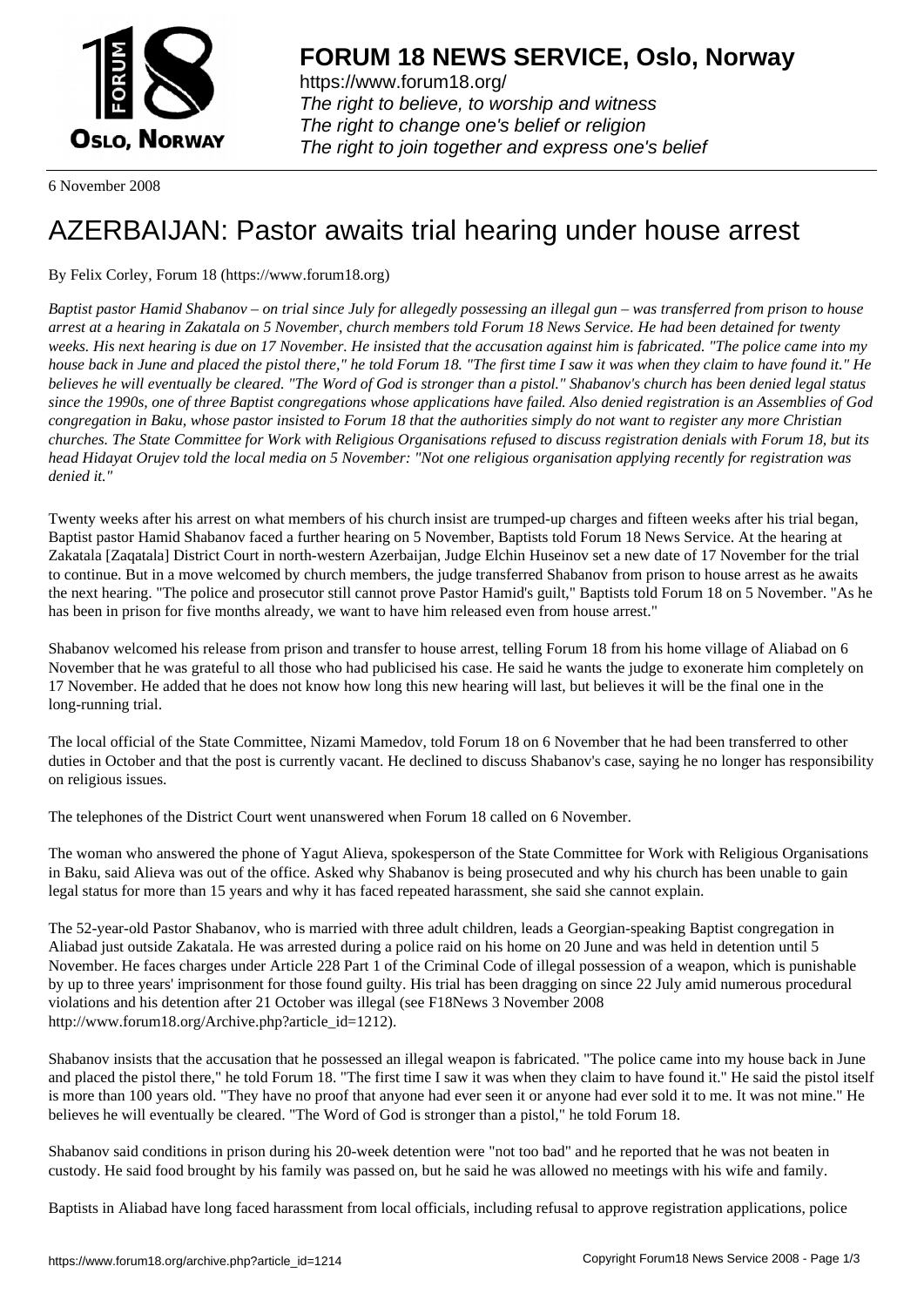# FORUM 18 NEWS SERVICE, Oslo, Norway

https://www.forum18.org/
*The right to believe, to worship and witness*
*The right to change one's belief or religion*
*The right to join together and express one's belief*

6 November 2008

# AZERBAIJAN: Pastor awaits trial hearing under house arrest

By Felix Corley, Forum 18 (https://www.forum18.org)

*Baptist pastor Hamid Shabanov – on trial since July for allegedly possessing an illegal gun – was transferred from prison to house arrest at a hearing in Zakatala on 5 November, church members told Forum 18 News Service. He had been detained for twenty weeks. His next hearing is due on 17 November. He insisted that the accusation against him is fabricated. "The police came into my house back in June and placed the pistol there," he told Forum 18. "The first time I saw it was when they claim to have found it." He believes he will eventually be cleared. "The Word of God is stronger than a pistol." Shabanov's church has been denied legal status since the 1990s, one of three Baptist congregations whose applications have failed. Also denied registration is an Assemblies of God congregation in Baku, whose pastor insisted to Forum 18 that the authorities simply do not want to register any more Christian churches. The State Committee for Work with Religious Organisations refused to discuss registration denials with Forum 18, but its head Hidayat Orujev told the local media on 5 November: "Not one religious organisation applying recently for registration was denied it."*

Twenty weeks after his arrest on what members of his church insist are trumped-up charges and fifteen weeks after his trial began, Baptist pastor Hamid Shabanov faced a further hearing on 5 November, Baptists told Forum 18 News Service. At the hearing at Zakatala [Zaqatala] District Court in north-western Azerbaijan, Judge Elchin Huseinov set a new date of 17 November for the trial to continue. But in a move welcomed by church members, the judge transferred Shabanov from prison to house arrest as he awaits the next hearing. "The police and prosecutor still cannot prove Pastor Hamid's guilt," Baptists told Forum 18 on 5 November. "As he has been in prison for five months already, we want to have him released even from house arrest."

Shabanov welcomed his release from prison and transfer to house arrest, telling Forum 18 from his home village of Aliabad on 6 November that he was grateful to all those who had publicised his case. He said he wants the judge to exonerate him completely on 17 November. He added that he does not know how long this new hearing will last, but believes it will be the final one in the long-running trial.

The local official of the State Committee, Nizami Mamedov, told Forum 18 on 6 November that he had been transferred to other duties in October and that the post is currently vacant. He declined to discuss Shabanov's case, saying he no longer has responsibility on religious issues.

The telephones of the District Court went unanswered when Forum 18 called on 6 November.

The woman who answered the phone of Yagut Alieva, spokesperson of the State Committee for Work with Religious Organisations in Baku, said Alieva was out of the office. Asked why Shabanov is being prosecuted and why his church has been unable to gain legal status for more than 15 years and why it has faced repeated harassment, she said she cannot explain.

The 52-year-old Pastor Shabanov, who is married with three adult children, leads a Georgian-speaking Baptist congregation in Aliabad just outside Zakatala. He was arrested during a police raid on his home on 20 June and was held in detention until 5 November. He faces charges under Article 228 Part 1 of the Criminal Code of illegal possession of a weapon, which is punishable by up to three years' imprisonment for those found guilty. His trial has been dragging on since 22 July amid numerous procedural violations and his detention after 21 October was illegal (see F18News 3 November 2008 http://www.forum18.org/Archive.php?article_id=1212).

Shabanov insists that the accusation that he possessed an illegal weapon is fabricated. "The police came into my house back in June and placed the pistol there," he told Forum 18. "The first time I saw it was when they claim to have found it." He said the pistol itself is more than 100 years old. "They have no proof that anyone had ever seen it or anyone had ever sold it to me. It was not mine." He believes he will eventually be cleared. "The Word of God is stronger than a pistol," he told Forum 18.

Shabanov said conditions in prison during his 20-week detention were "not too bad" and he reported that he was not beaten in custody. He said food brought by his family was passed on, but he said he was allowed no meetings with his wife and family.

Baptists in Aliabad have long faced harassment from local officials, including refusal to approve registration applications, police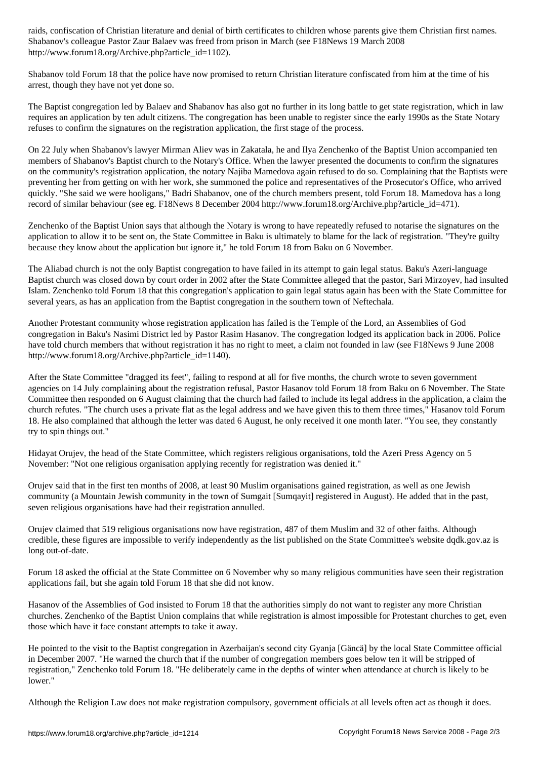raids, confiscation of Christian literature and denial of birth certificates to children whose parents give them Christian first names. Shabanov's colleague Pastor Zaur Balaev was freed from prison in March (see F18News 19 March 2008 http://www.forum18.org/Archive.php?article_id=1102).

Shabanov told Forum 18 that the police have now promised to return Christian literature confiscated from him at the time of his arrest, though they have not yet done so.

The Baptist congregation led by Balaev and Shabanov has also got no further in its long battle to get state registration, which in law requires an application by ten adult citizens. The congregation has been unable to register since the early 1990s as the State Notary refuses to confirm the signatures on the registration application, the first stage of the process.

On 22 July when Shabanov's lawyer Mirman Aliev was in Zakatala, he and Ilya Zenchenko of the Baptist Union accompanied ten members of Shabanov's Baptist church to the Notary's Office. When the lawyer presented the documents to confirm the signatures on the community's registration application, the notary Najiba Mamedova again refused to do so. Complaining that the Baptists were preventing her from getting on with her work, she summoned the police and representatives of the Prosecutor's Office, who arrived quickly. "She said we were hooligans," Badri Shabanov, one of the church members present, told Forum 18. Mamedova has a long record of similar behaviour (see eg. F18News 8 December 2004 http://www.forum18.org/Archive.php?article_id=471).

Zenchenko of the Baptist Union says that although the Notary is wrong to have repeatedly refused to notarise the signatures on the application to allow it to be sent on, the State Committee in Baku is ultimately to blame for the lack of registration. "They're guilty because they know about the application but ignore it," he told Forum 18 from Baku on 6 November.

The Aliabad church is not the only Baptist congregation to have failed in its attempt to gain legal status. Baku's Azeri-language Baptist church was closed down by court order in 2002 after the State Committee alleged that the pastor, Sari Mirzoyev, had insulted Islam. Zenchenko told Forum 18 that this congregation's application to gain legal status again has been with the State Committee for several years, as has an application from the Baptist congregation in the southern town of Neftechala.

Another Protestant community whose registration application has failed is the Temple of the Lord, an Assemblies of God congregation in Baku's Nasimi District led by Pastor Rasim Hasanov. The congregation lodged its application back in 2006. Police have told church members that without registration it has no right to meet, a claim not founded in law (see F18News 9 June 2008 http://www.forum18.org/Archive.php?article_id=1140).

After the State Committee "dragged its feet", failing to respond at all for five months, the church wrote to seven government agencies on 14 July complaining about the registration refusal, Pastor Hasanov told Forum 18 from Baku on 6 November. The State Committee then responded on 6 August claiming that the church had failed to include its legal address in the application, a claim the church refutes. "The church uses a private flat as the legal address and we have given this to them three times," Hasanov told Forum 18. He also complained that although the letter was dated 6 August, he only received it one month later. "You see, they constantly try to spin things out."

Hidayat Orujev, the head of the State Committee, which registers religious organisations, told the Azeri Press Agency on 5 November: "Not one religious organisation applying recently for registration was denied it."

Orujev said that in the first ten months of 2008, at least 90 Muslim organisations gained registration, as well as one Jewish community (a Mountain Jewish community in the town of Sumgait [Sumqayit] registered in August). He added that in the past, seven religious organisations have had their registration annulled.

Orujev claimed that 519 religious organisations now have registration, 487 of them Muslim and 32 of other faiths. Although credible, these figures are impossible to verify independently as the list published on the State Committee's website dqdk.gov.az is long out-of-date.

Forum 18 asked the official at the State Committee on 6 November why so many religious communities have seen their registration applications fail, but she again told Forum 18 that she did not know.

Hasanov of the Assemblies of God insisted to Forum 18 that the authorities simply do not want to register any more Christian churches. Zenchenko of the Baptist Union complains that while registration is almost impossible for Protestant churches to get, even those which have it face constant attempts to take it away.

He pointed to the visit to the Baptist congregation in Azerbaijan's second city Gyanja [Gäncä] by the local State Committee official in December 2007. "He warned the church that if the number of congregation members goes below ten it will be stripped of registration," Zenchenko told Forum 18. "He deliberately came in the depths of winter when attendance at church is likely to be lower."

Although the Religion Law does not make registration compulsory, government officials at all levels often act as though it does.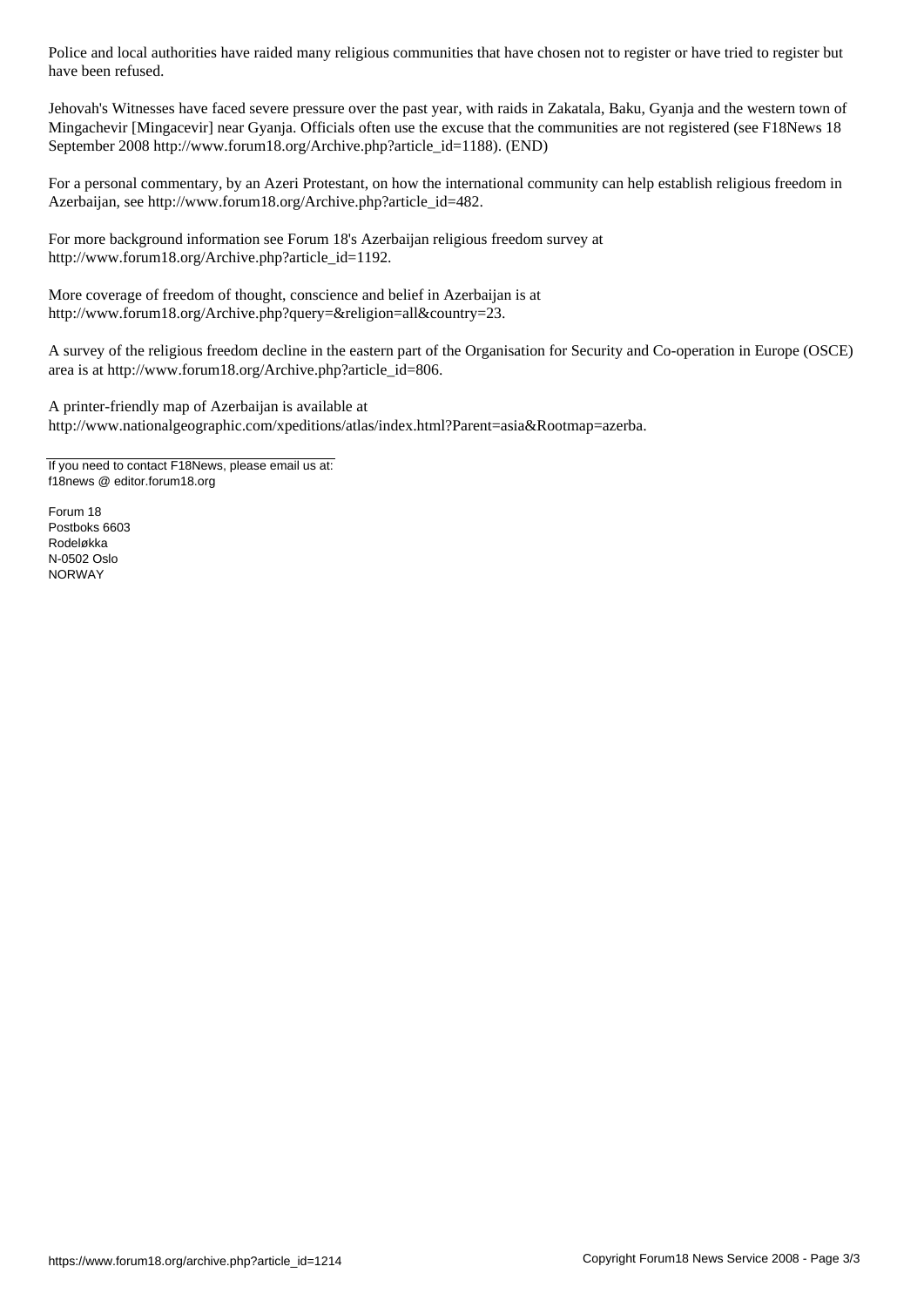Police and local authorities have raided many religious communities that have chosen not to register or have tried to register but have been refused.

Jehovah's Witnesses have faced severe pressure over the past year, with raids in Zakatala, Baku, Gyanja and the western town of Mingachevir [Mingacevir] near Gyanja. Officials often use the excuse that the communities are not registered (see F18News 18 September 2008 http://www.forum18.org/Archive.php?article_id=1188). (END)

For a personal commentary, by an Azeri Protestant, on how the international community can help establish religious freedom in Azerbaijan, see http://www.forum18.org/Archive.php?article_id=482.

For more background information see Forum 18's Azerbaijan religious freedom survey at http://www.forum18.org/Archive.php?article_id=1192.

More coverage of freedom of thought, conscience and belief in Azerbaijan is at http://www.forum18.org/Archive.php?query=&religion=all&country=23.

A survey of the religious freedom decline in the eastern part of the Organisation for Security and Co-operation in Europe (OSCE) area is at http://www.forum18.org/Archive.php?article_id=806.

A printer-friendly map of Azerbaijan is available at http://www.nationalgeographic.com/xpeditions/atlas/index.html?Parent=asia&Rootmap=azerba.

If you need to contact F18News, please email us at:
f18news @ editor.forum18.org

Forum 18
Postboks 6603
Rodeløkka
N-0502 Oslo
NORWAY